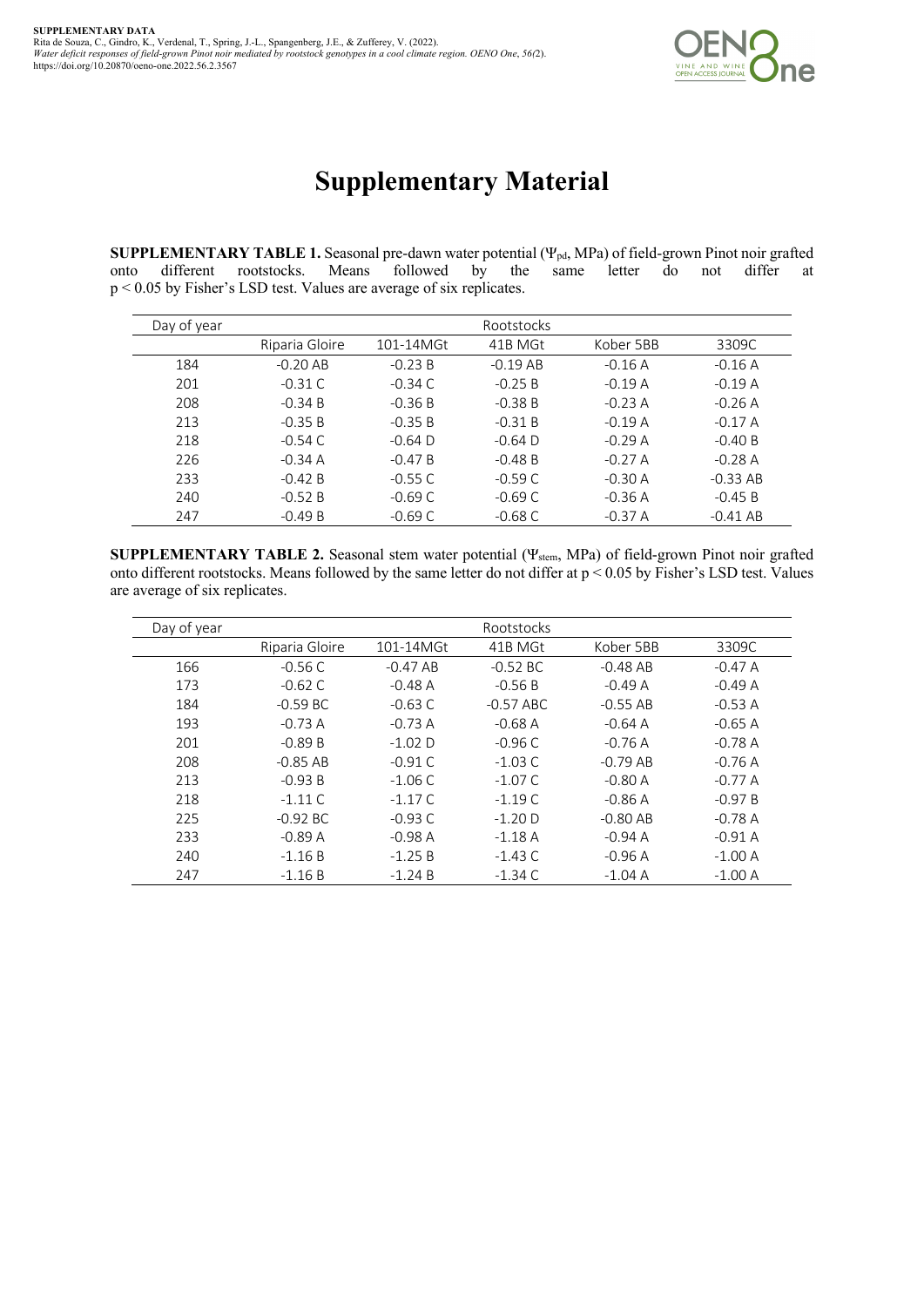**SUPPLEMENTARY DATA**
Rita de Souza, C., Gindro, K., Verdenal, T., Spring, J.-L., Spangenberg, J.E., & Zufferey, V. (2022).
*Water deficit responses of field-grown Pinot noir mediated by rootstock genotypes in a cool climate region. OENO One, 56(*2).
https://doi.org/10.20870/oeno-one.2022.56.2.3567

# Supplementary Material

**SUPPLEMENTARY TABLE 1.** Seasonal pre-dawn water potential ($\Psi_{pd}$, MPa) of field-grown Pinot noir grafted onto different rootstocks. Means followed by the same letter do not differ at $p < 0.05$ by Fisher's LSD test. Values are average of six replicates.

| Day of year | Rootstocks | | | | |
|---|---|---|---|---|---|
| | Riparia Gloire | 101-14MGt | 41B MGt | Kober 5BB | 3309C |
| 184 | -0.20 AB | -0.23 B | -0.19 AB | -0.16 A | -0.16 A |
| 201 | -0.31 C | -0.34 C | -0.25 B | -0.19 A | -0.19 A |
| 208 | -0.34 B | -0.36 B | -0.38 B | -0.23 A | -0.26 A |
| 213 | -0.35 B | -0.35 B | -0.31 B | -0.19 A | -0.17 A |
| 218 | -0.54 C | -0.64 D | -0.64 D | -0.29 A | -0.40 B |
| 226 | -0.34 A | -0.47 B | -0.48 B | -0.27 A | -0.28 A |
| 233 | -0.42 B | -0.55 C | -0.59 C | -0.30 A | -0.33 AB |
| 240 | -0.52 B | -0.69 C | -0.69 C | -0.36 A | -0.45 B |
| 247 | -0.49 B | -0.69 C | -0.68 C | -0.37 A | -0.41 AB |

**SUPPLEMENTARY TABLE 2.** Seasonal stem water potential ($\Psi_{stem}$, MPa) of field-grown Pinot noir grafted onto different rootstocks. Means followed by the same letter do not differ at $p < 0.05$ by Fisher's LSD test. Values are average of six replicates.

| Day of year | Rootstocks | | | | |
|---|---|---|---|---|---|
| | Riparia Gloire | 101-14MGt | 41B MGt | Kober 5BB | 3309C |
| 166 | -0.56 C | -0.47 AB | -0.52 BC | -0.48 AB | -0.47 A |
| 173 | -0.62 C | -0.48 A | -0.56 B | -0.49 A | -0.49 A |
| 184 | -0.59 BC | -0.63 C | -0.57 ABC | -0.55 AB | -0.53 A |
| 193 | -0.73 A | -0.73 A | -0.68 A | -0.64 A | -0.65 A |
| 201 | -0.89 B | -1.02 D | -0.96 C | -0.76 A | -0.78 A |
| 208 | -0.85 AB | -0.91 C | -1.03 C | -0.79 AB | -0.76 A |
| 213 | -0.93 B | -1.06 C | -1.07 C | -0.80 A | -0.77 A |
| 218 | -1.11 C | -1.17 C | -1.19 C | -0.86 A | -0.97 B |
| 225 | -0.92 BC | -0.93 C | -1.20 D | -0.80 AB | -0.78 A |
| 233 | -0.89 A | -0.98 A | -1.18 A | -0.94 A | -0.91 A |
| 240 | -1.16 B | -1.25 B | -1.43 C | -0.96 A | -1.00 A |
| 247 | -1.16 B | -1.24 B | -1.34 C | -1.04 A | -1.00 A |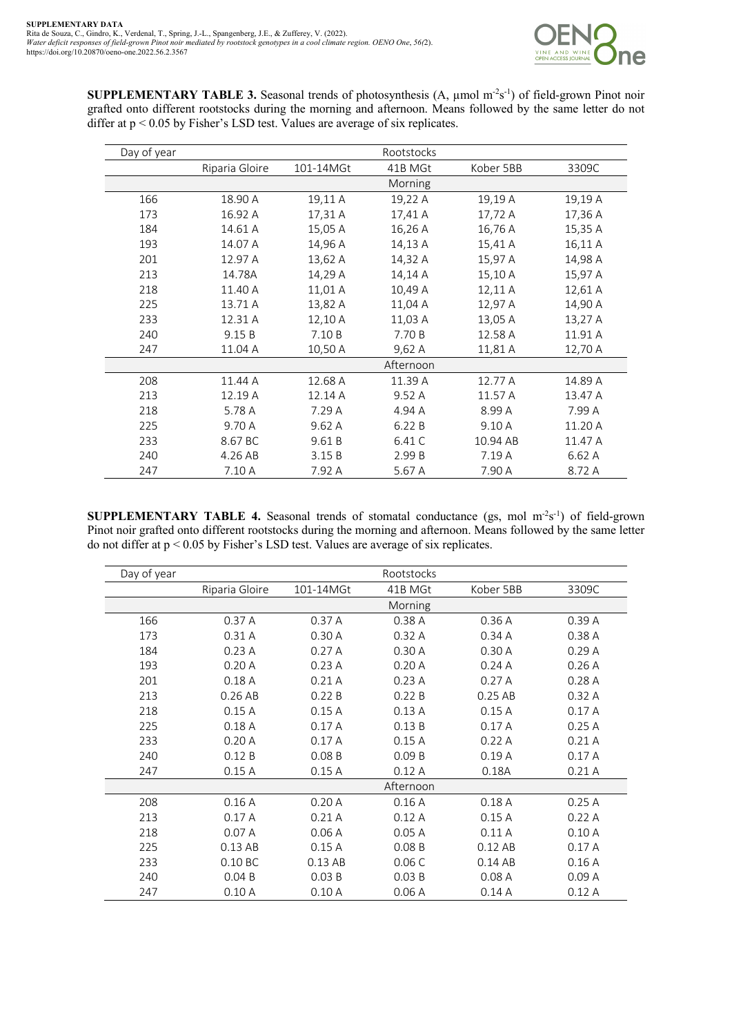**SUPPLEMENTARY TABLE 3.** Seasonal trends of photosynthesis (A, µmol $m^{-2}s^{-1}$) of field-grown Pinot noir grafted onto different rootstocks during the morning and afternoon. Means followed by the same letter do not differ at $p < 0.05$ by Fisher's LSD test. Values are average of six replicates.

| Day of year | Rootstocks | | | | |
|---|---|---|---|---|---|
| | Riparia Gloire | 101-14MGt | 41B MGt | Kober 5BB | 3309C |
| | | | Morning | | |
| 166 | 18.90 A | 19,11 A | 19,22 A | 19,19 A | 19,19 A |
| 173 | 16.92 A | 17,31 A | 17,41 A | 17,72 A | 17,36 A |
| 184 | 14.61 A | 15,05 A | 16,26 A | 16,76 A | 15,35 A |
| 193 | 14.07 A | 14,96 A | 14,13 A | 15,41 A | 16,11 A |
| 201 | 12.97 A | 13,62 A | 14,32 A | 15,97 A | 14,98 A |
| 213 | 14.78A | 14,29 A | 14,14 A | 15,10 A | 15,97 A |
| 218 | 11.40 A | 11,01 A | 10,49 A | 12,11 A | 12,61 A |
| 225 | 13.71 A | 13,82 A | 11,04 A | 12,97 A | 14,90 A |
| 233 | 12.31 A | 12,10 A | 11,03 A | 13,05 A | 13,27 A |
| 240 | 9.15 B | 7.10 B | 7.70 B | 12.58 A | 11.91 A |
| 247 | 11.04 A | 10,50 A | 9,62 A | 11,81 A | 12,70 A |
| | | | Afternoon | | |
| 208 | 11.44 A | 12.68 A | 11.39 A | 12.77 A | 14.89 A |
| 213 | 12.19 A | 12.14 A | 9.52 A | 11.57 A | 13.47 A |
| 218 | 5.78 A | 7.29 A | 4.94 A | 8.99 A | 7.99 A |
| 225 | 9.70 A | 9.62 A | 6.22 B | 9.10 A | 11.20 A |
| 233 | 8.67 BC | 9.61 B | 6.41 C | 10.94 AB | 11.47 A |
| 240 | 4.26 AB | 3.15 B | 2.99 B | 7.19 A | 6.62 A |
| 247 | 7.10 A | 7.92 A | 5.67 A | 7.90 A | 8.72 A |

**SUPPLEMENTARY TABLE 4.** Seasonal trends of stomatal conductance (gs, mol $m^{-2}s^{-1}$) of field-grown Pinot noir grafted onto different rootstocks during the morning and afternoon. Means followed by the same letter do not differ at $p < 0.05$ by Fisher's LSD test. Values are average of six replicates.

| Day of year | Rootstocks | | | | |
|---|---|---|---|---|---|
| | Riparia Gloire | 101-14MGt | 41B MGt | Kober 5BB | 3309C |
| | | | Morning | | |
| 166 | 0.37 A | 0.37 A | 0.38 A | 0.36 A | 0.39 A |
| 173 | 0.31 A | 0.30 A | 0.32 A | 0.34 A | 0.38 A |
| 184 | 0.23 A | 0.27 A | 0.30 A | 0.30 A | 0.29 A |
| 193 | 0.20 A | 0.23 A | 0.20 A | 0.24 A | 0.26 A |
| 201 | 0.18 A | 0.21 A | 0.23 A | 0.27 A | 0.28 A |
| 213 | 0.26 AB | 0.22 B | 0.22 B | 0.25 AB | 0.32 A |
| 218 | 0.15 A | 0.15 A | 0.13 A | 0.15 A | 0.17 A |
| 225 | 0.18 A | 0.17 A | 0.13 B | 0.17 A | 0.25 A |
| 233 | 0.20 A | 0.17 A | 0.15 A | 0.22 A | 0.21 A |
| 240 | 0.12 B | 0.08 B | 0.09 B | 0.19 A | 0.17 A |
| 247 | 0.15 A | 0.15 A | 0.12 A | 0.18A | 0.21 A |
| | | | Afternoon | | |
| 208 | 0.16 A | 0.20 A | 0.16 A | 0.18 A | 0.25 A |
| 213 | 0.17 A | 0.21 A | 0.12 A | 0.15 A | 0.22 A |
| 218 | 0.07 A | 0.06 A | 0.05 A | 0.11 A | 0.10 A |
| 225 | 0.13 AB | 0.15 A | 0.08 B | 0.12 AB | 0.17 A |
| 233 | 0.10 BC | 0.13 AB | 0.06 C | 0.14 AB | 0.16 A |
| 240 | 0.04 B | 0.03 B | 0.03 B | 0.08 A | 0.09 A |
| 247 | 0.10 A | 0.10 A | 0.06 A | 0.14 A | 0.12 A |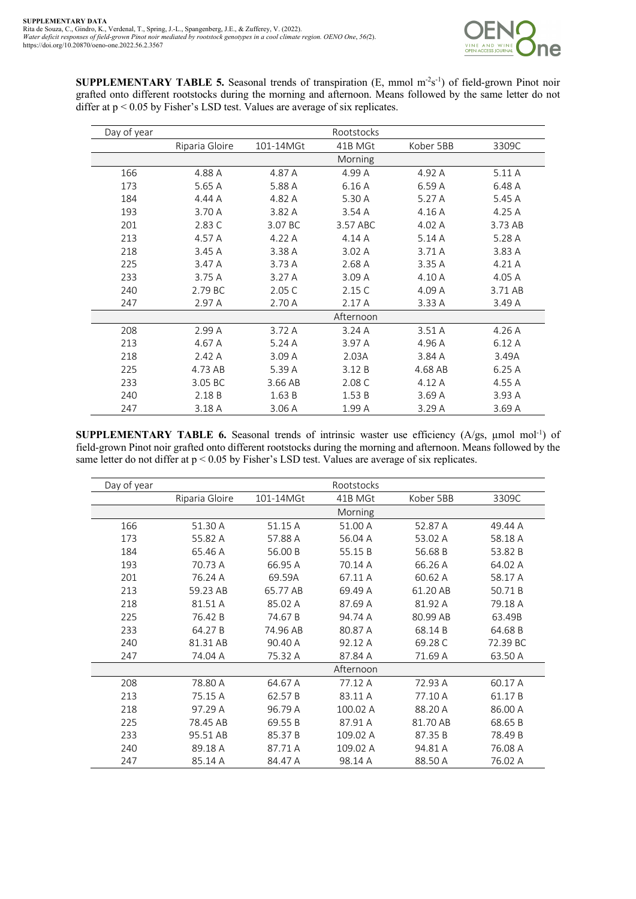**SUPPLEMENTARY TABLE 5.** Seasonal trends of transpiration (E, mmol $m^{-2}s^{-1}$) of field-grown Pinot noir grafted onto different rootstocks during the morning and afternoon. Means followed by the same letter do not differ at $p < 0.05$ by Fisher's LSD test. Values are average of six replicates.

| Day of year | Rootstocks | | | | |
|---|---|---|---|---|---|
| | Riparia Gloire | 101-14MGt | 41B MGt | Kober 5BB | 3309C |
| | | | Morning | | |
| 166 | 4.88 A | 4.87 A | 4.99 A | 4.92 A | 5.11 A |
| 173 | 5.65 A | 5.88 A | 6.16 A | 6.59 A | 6.48 A |
| 184 | 4.44 A | 4.82 A | 5.30 A | 5.27 A | 5.45 A |
| 193 | 3.70 A | 3.82 A | 3.54 A | 4.16 A | 4.25 A |
| 201 | 2.83 C | 3.07 BC | 3.57 ABC | 4.02 A | 3.73 AB |
| 213 | 4.57 A | 4.22 A | 4.14 A | 5.14 A | 5.28 A |
| 218 | 3.45 A | 3.38 A | 3.02 A | 3.71 A | 3.83 A |
| 225 | 3.47 A | 3.73 A | 2.68 A | 3.35 A | 4.21 A |
| 233 | 3.75 A | 3.27 A | 3.09 A | 4.10 A | 4.05 A |
| 240 | 2.79 BC | 2.05 C | 2.15 C | 4.09 A | 3.71 AB |
| 247 | 2.97 A | 2.70 A | 2.17 A | 3.33 A | 3.49 A |
| | | | Afternoon | | |
| 208 | 2.99 A | 3.72 A | 3.24 A | 3.51 A | 4.26 A |
| 213 | 4.67 A | 5.24 A | 3.97 A | 4.96 A | 6.12 A |
| 218 | 2.42 A | 3.09 A | 2.03A | 3.84 A | 3.49A |
| 225 | 4.73 AB | 5.39 A | 3.12 B | 4.68 AB | 6.25 A |
| 233 | 3.05 BC | 3.66 AB | 2.08 C | 4.12 A | 4.55 A |
| 240 | 2.18 B | 1.63 B | 1.53 B | 3.69 A | 3.93 A |
| 247 | 3.18 A | 3.06 A | 1.99 A | 3.29 A | 3.69 A |

**SUPPLEMENTARY TABLE 6.** Seasonal trends of intrinsic waster use efficiency (A/gs, µmol $mol^{-1}$) of field-grown Pinot noir grafted onto different rootstocks during the morning and afternoon. Means followed by the same letter do not differ at $p < 0.05$ by Fisher's LSD test. Values are average of six replicates.

| Day of year | Rootstocks | | | | |
|---|---|---|---|---|---|
| | Riparia Gloire | 101-14MGt | 41B MGt | Kober 5BB | 3309C |
| | | | Morning | | |
| 166 | 51.30 A | 51.15 A | 51.00 A | 52.87 A | 49.44 A |
| 173 | 55.82 A | 57.88 A | 56.04 A | 53.02 A | 58.18 A |
| 184 | 65.46 A | 56.00 B | 55.15 B | 56.68 B | 53.82 B |
| 193 | 70.73 A | 66.95 A | 70.14 A | 66.26 A | 64.02 A |
| 201 | 76.24 A | 69.59A | 67.11 A | 60.62 A | 58.17 A |
| 213 | 59.23 AB | 65.77 AB | 69.49 A | 61.20 AB | 50.71 B |
| 218 | 81.51 A | 85.02 A | 87.69 A | 81.92 A | 79.18 A |
| 225 | 76.42 B | 74.67 B | 94.74 A | 80.99 AB | 63.49B |
| 233 | 64.27 B | 74.96 AB | 80.87 A | 68.14 B | 64.68 B |
| 240 | 81.31 AB | 90.40 A | 92.12 A | 69.28 C | 72.39 BC |
| 247 | 74.04 A | 75.32 A | 87.84 A | 71.69 A | 63.50 A |
| | | | Afternoon | | |
| 208 | 78.80 A | 64.67 A | 77.12 A | 72.93 A | 60.17 A |
| 213 | 75.15 A | 62.57 B | 83.11 A | 77.10 A | 61.17 B |
| 218 | 97.29 A | 96.79 A | 100.02 A | 88.20 A | 86.00 A |
| 225 | 78.45 AB | 69.55 B | 87.91 A | 81.70 AB | 68.65 B |
| 233 | 95.51 AB | 85.37 B | 109.02 A | 87.35 B | 78.49 B |
| 240 | 89.18 A | 87.71 A | 109.02 A | 94.81 A | 76.08 A |
| 247 | 85.14 A | 84.47 A | 98.14 A | 88.50 A | 76.02 A |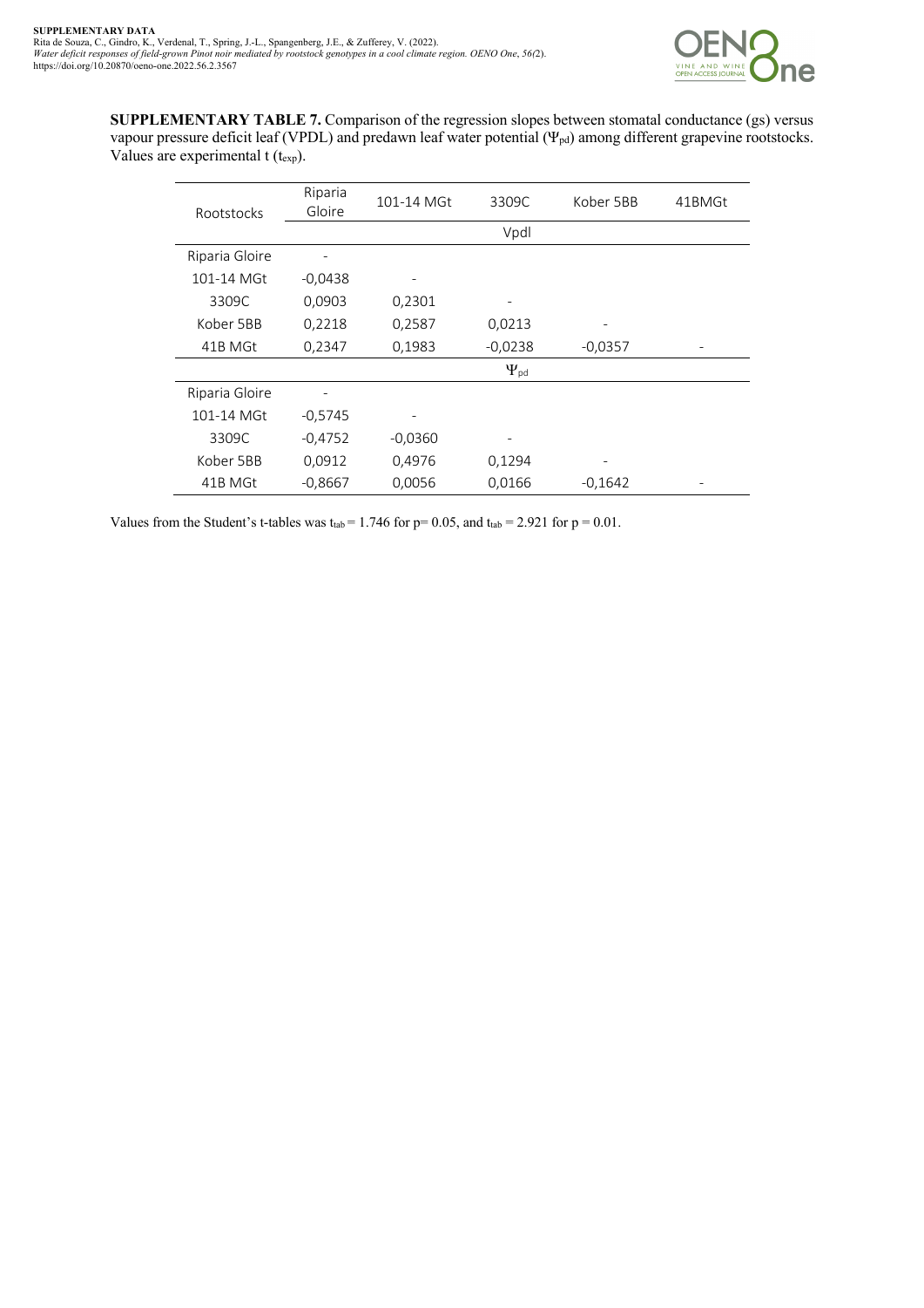**SUPPLEMENTARY TABLE 7.** Comparison of the regression slopes between stomatal conductance (gs) versus vapour pressure deficit leaf (VPDL) and predawn leaf water potential ($\Psi_{pd}$) among different grapevine rootstocks. Values are experimental t ($t_{exp}$).

| Rootstocks | Riparia Gloire | 101-14 MGt | 3309C | Kober 5BB | 41BMGt |
|---|---|---|---|---|---|
| | | | Vpdl | | |
| Riparia Gloire | - | | | | |
| 101-14 MGt | -0,0438 | - | | | |
| 3309C | 0,0903 | 0,2301 | - | | |
| Kober 5BB | 0,2218 | 0,2587 | 0,0213 | - | |
| 41B MGt | 0,2347 | 0,1983 | -0,0238 | -0,0357 | - |
| | | | $\Psi_{pd}$ | | |
| Riparia Gloire | - | | | | |
| 101-14 MGt | -0,5745 | - | | | |
| 3309C | -0,4752 | -0,0360 | - | | |
| Kober 5BB | 0,0912 | 0,4976 | 0,1294 | - | |
| 41B MGt | -0,8667 | 0,0056 | 0,0166 | -0,1642 | - |

Values from the Student's t-tables was $t_{tab} = 1.746$ for $p= 0.05$, and $t_{tab} = 2.921$ for $p = 0.01$.